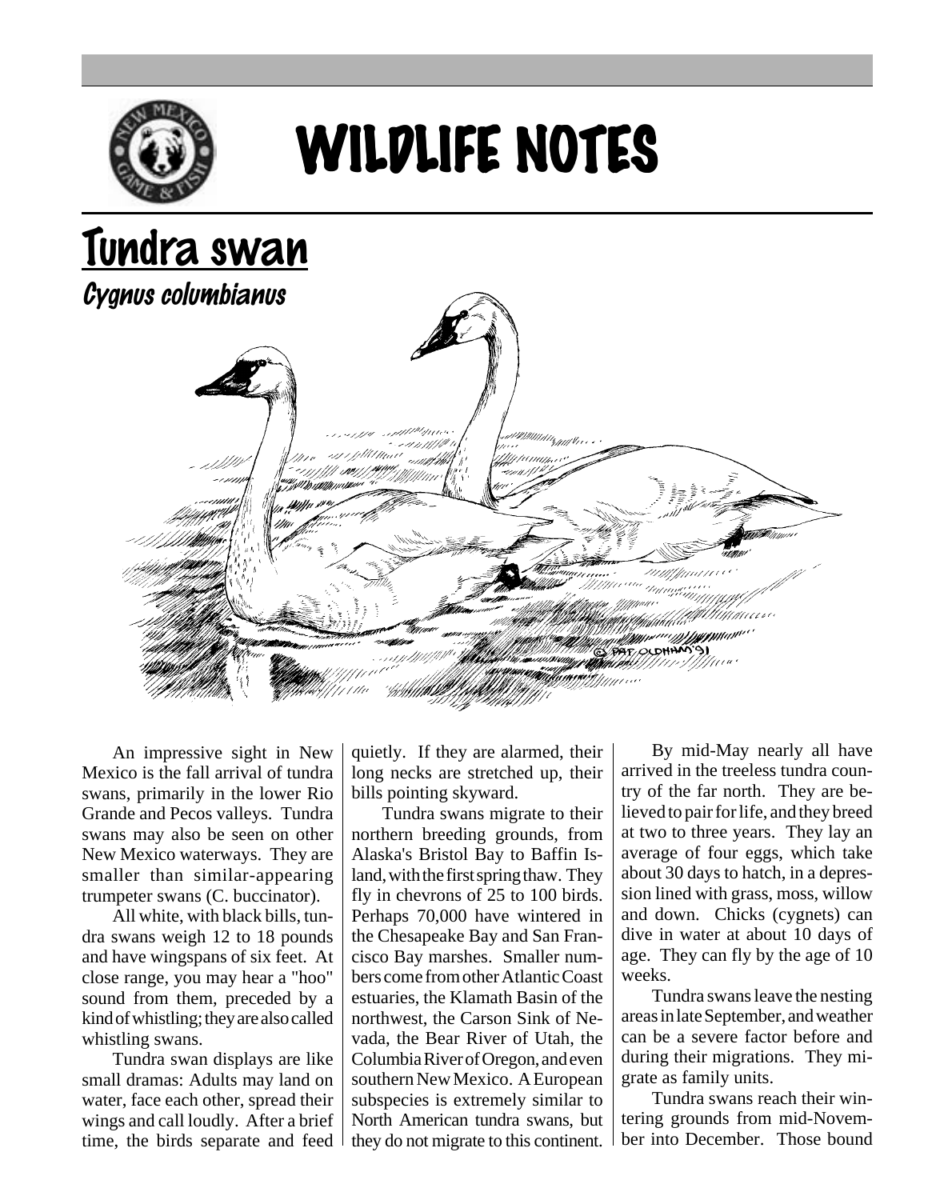# WILDLIFE NOTES

## Tundra swan

### *Cygnus columbianus*

An impressive sight in New Mexico is the fall arrival of tundra swans, primarily in the lower Rio Grande and Pecos valleys. Tundra swans may also be seen on other New Mexico waterways. They are smaller than similar-appearing trumpeter swans (C. buccinator).

All white, with black bills, tundra swans weigh 12 to 18 pounds and have wingspans of six feet. At close range, you may hear a "hoo" sound from them, preceded by a kind of whistling; they are also called whistling swans.

Tundra swan displays are like small dramas: Adults may land on water, face each other, spread their wings and call loudly. After a brief time, the birds separate and feed quietly. If they are alarmed, their long necks are stretched up, their bills pointing skyward.

Tundra swans migrate to their northern breeding grounds, from Alaska's Bristol Bay to Baffin Island, with the first spring thaw. They fly in chevrons of 25 to 100 birds. Perhaps 70,000 have wintered in the Chesapeake Bay and San Francisco Bay marshes. Smaller numbers come from other Atlantic Coast estuaries, the Klamath Basin of the northwest, the Carson Sink of Nevada, the Bear River of Utah, the Columbia River of Oregon, and even southern New Mexico. A European subspecies is extremely similar to North American tundra swans, but they do not migrate to this continent.

By mid-May nearly all have arrived in the treeless tundra country of the far north. They are believed to pair for life, and they breed at two to three years. They lay an average of four eggs, which take about 30 days to hatch, in a depression lined with grass, moss, willow and down. Chicks (cygnets) can dive in water at about 10 days of age. They can fly by the age of 10 weeks.

Tundra swans leave the nesting areas in late September, and weather can be a severe factor before and during their migrations. They migrate as family units.

Tundra swans reach their wintering grounds from mid-November into December. Those bound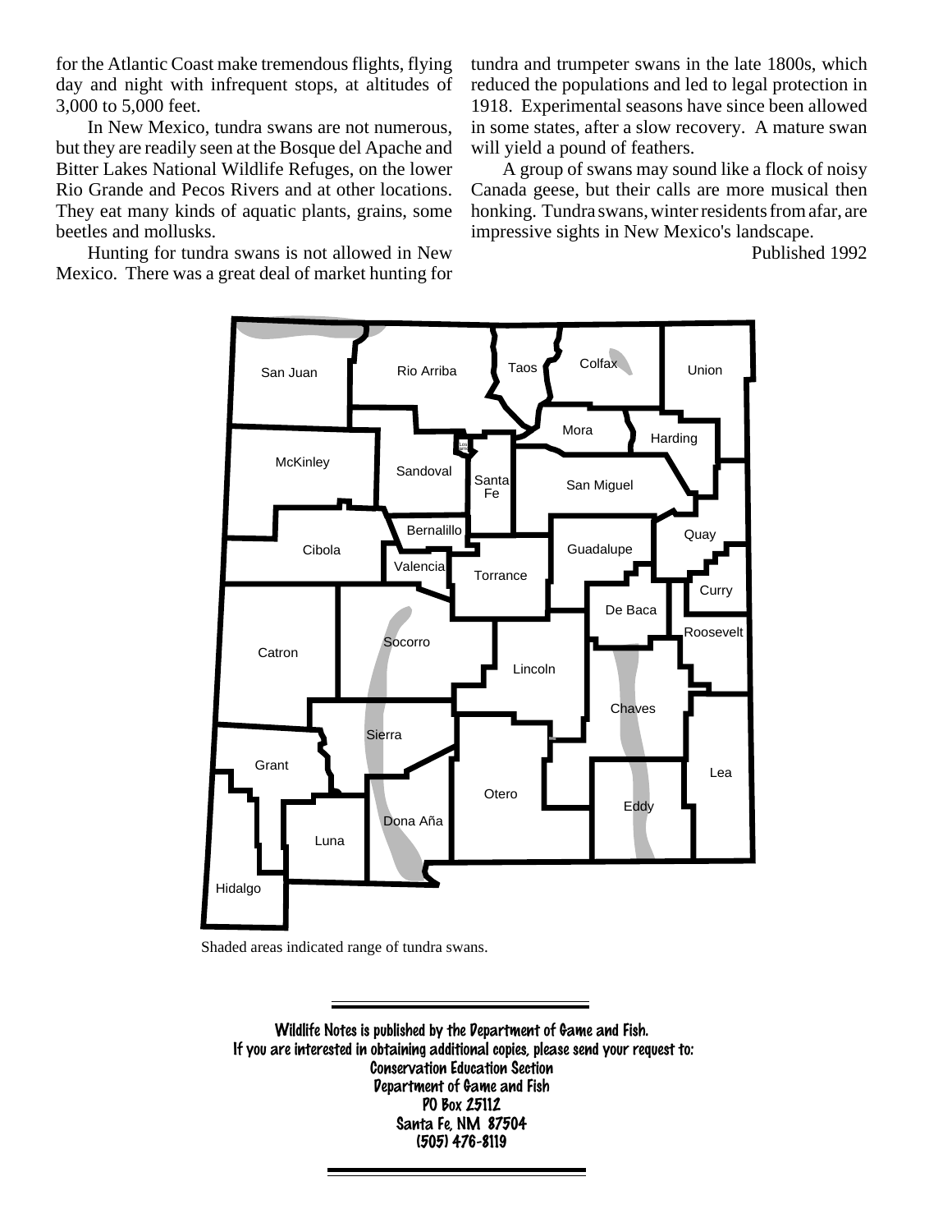for the Atlantic Coast make tremendous flights, flying day and night with infrequent stops, at altitudes of 3,000 to 5,000 feet.

In New Mexico, tundra swans are not numerous, but they are readily seen at the Bosque del Apache and Bitter Lakes National Wildlife Refuges, on the lower Rio Grande and Pecos Rivers and at other locations. They eat many kinds of aquatic plants, grains, some beetles and mollusks.

Hunting for tundra swans is not allowed in New Mexico. There was a great deal of market hunting for tundra and trumpeter swans in the late 1800s, which reduced the populations and led to legal protection in 1918. Experimental seasons have since been allowed in some states, after a slow recovery. A mature swan will yield a pound of feathers.

A group of swans may sound like a flock of noisy Canada geese, but their calls are more musical then honking. Tundra swans, winter residents from afar, are impressive sights in New Mexico's landscape.

Published 1992

San Juan
Rio Arriba
Taos
Colfax
Union
Mora
Harding
McKinley
Sandoval
Los Alamos
Santa Fe
San Miguel
Bernalillo
Quay
Cibola
Valencia
Guadalupe
Torrance
Curry
De Baca
Roosevelt
Catron
Socorro
Lincoln
Chaves
Sierra
Grant
Lea
Otero
Eddy
Dona Aña
Luna
Hidalgo

Shaded areas indicated range of tundra swans.

---

Wildlife Notes is published by the Department of Game and Fish.
If you are interested in obtaining additional copies, please send your request to:
Conservation Education Section
Department of Game and Fish
PO Box 25112
Santa Fe, NM 87504
(505) 476-8119

---